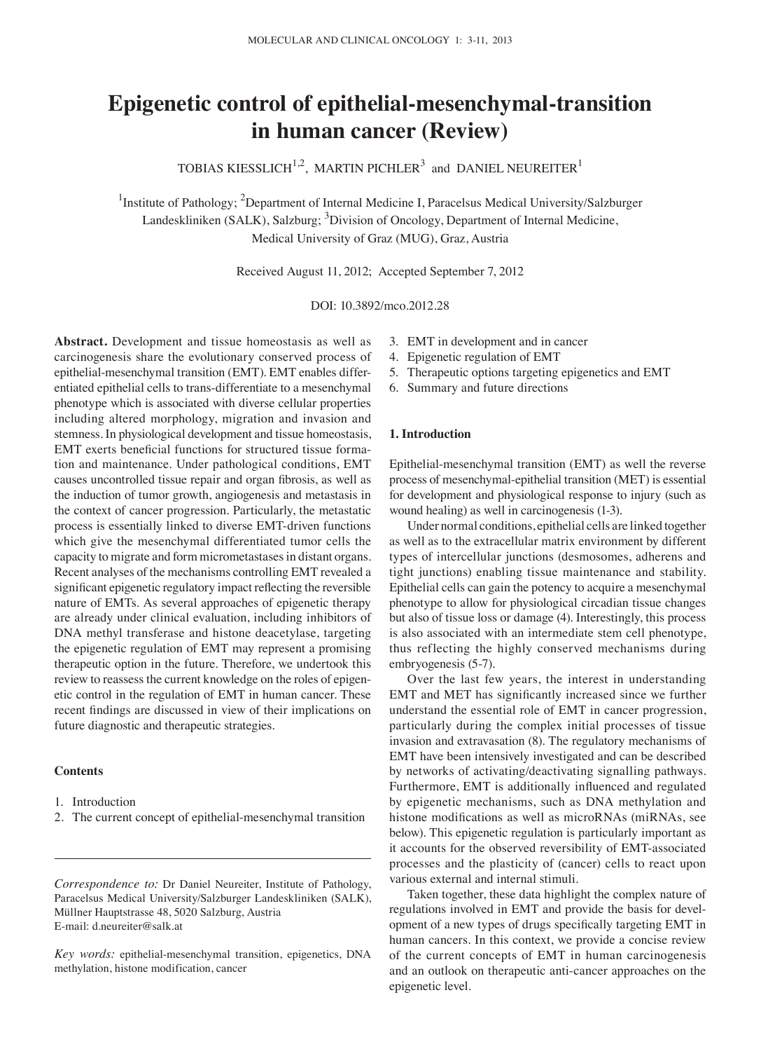# Epigenetic control of epithelial-mesenchymal-transition in human cancer (Review)

TOBIAS KIESSLICH[1,2], MARTIN PICHLER[3] and DANIEL NEUREITER[1]

[1]Institute of Pathology; [2]Department of Internal Medicine I, Paracelsus Medical University/Salzburger Landeskliniken (SALK), Salzburg; [3]Division of Oncology, Department of Internal Medicine, Medical University of Graz (MUG), Graz, Austria

Received August 11, 2012; Accepted September 7, 2012

DOI: 10.3892/mco.2012.28

**Abstract.** Development and tissue homeostasis as well as carcinogenesis share the evolutionary conserved process of epithelial-mesenchymal transition (EMT). EMT enables differentiated epithelial cells to trans-differentiate to a mesenchymal phenotype which is associated with diverse cellular properties including altered morphology, migration and invasion and stemness. In physiological development and tissue homeostasis, EMT exerts beneficial functions for structured tissue formation and maintenance. Under pathological conditions, EMT causes uncontrolled tissue repair and organ fibrosis, as well as the induction of tumor growth, angiogenesis and metastasis in the context of cancer progression. Particularly, the metastatic process is essentially linked to diverse EMT-driven functions which give the mesenchymal differentiated tumor cells the capacity to migrate and form micrometastases in distant organs. Recent analyses of the mechanisms controlling EMT revealed a significant epigenetic regulatory impact reflecting the reversible nature of EMTs. As several approaches of epigenetic therapy are already under clinical evaluation, including inhibitors of DNA methyl transferase and histone deacetylase, targeting the epigenetic regulation of EMT may represent a promising therapeutic option in the future. Therefore, we undertook this review to reassess the current knowledge on the roles of epigenetic control in the regulation of EMT in human cancer. These recent findings are discussed in view of their implications on future diagnostic and therapeutic strategies.

**Contents**

1. Introduction
2. The current concept of epithelial-mesenchymal transition
3. EMT in development and in cancer
4. Epigenetic regulation of EMT
5. Therapeutic options targeting epigenetics and EMT
6. Summary and future directions

*Correspondence to:* Dr Daniel Neureiter, Institute of Pathology, Paracelsus Medical University/Salzburger Landeskliniken (SALK), Müllner Hauptstrasse 48, 5020 Salzburg, Austria
E-mail: d.neureiter@salk.at

*Key words:* epithelial-mesenchymal transition, epigenetics, DNA methylation, histone modification, cancer

## 1. Introduction

Epithelial-mesenchymal transition (EMT) as well the reverse process of mesenchymal-epithelial transition (MET) is essential for development and physiological response to injury (such as wound healing) as well in carcinogenesis (1-3).

Under normal conditions, epithelial cells are linked together as well as to the extracellular matrix environment by different types of intercellular junctions (desmosomes, adherens and tight junctions) enabling tissue maintenance and stability. Epithelial cells can gain the potency to acquire a mesenchymal phenotype to allow for physiological circadian tissue changes but also of tissue loss or damage (4). Interestingly, this process is also associated with an intermediate stem cell phenotype, thus reflecting the highly conserved mechanisms during embryogenesis (5-7).

Over the last few years, the interest in understanding EMT and MET has significantly increased since we further understand the essential role of EMT in cancer progression, particularly during the complex initial processes of tissue invasion and extravasation (8). The regulatory mechanisms of EMT have been intensively investigated and can be described by networks of activating/deactivating signalling pathways. Furthermore, EMT is additionally influenced and regulated by epigenetic mechanisms, such as DNA methylation and histone modifications as well as microRNAs (miRNAs, see below). This epigenetic regulation is particularly important as it accounts for the observed reversibility of EMT-associated processes and the plasticity of (cancer) cells to react upon various external and internal stimuli.

Taken together, these data highlight the complex nature of regulations involved in EMT and provide the basis for development of a new types of drugs specifically targeting EMT in human cancers. In this context, we provide a concise review of the current concepts of EMT in human carcinogenesis and an outlook on therapeutic anti-cancer approaches on the epigenetic level.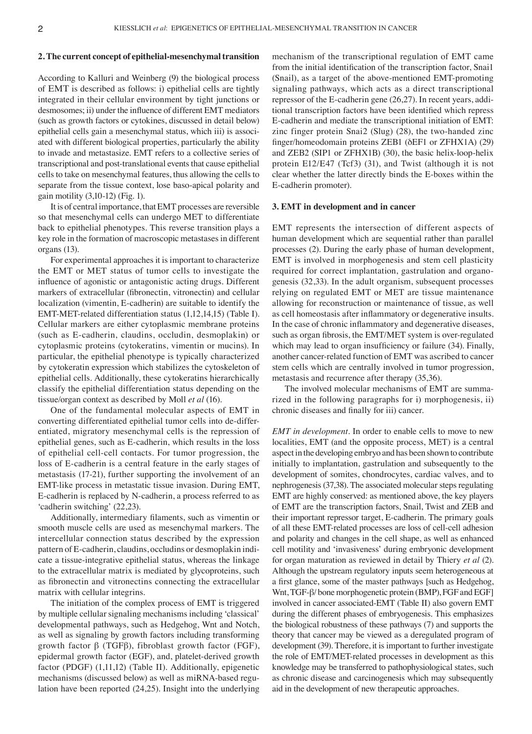## 2. The current concept of epithelial-mesenchymal transition

According to Kalluri and Weinberg (9) the biological process of EMT is described as follows: i) epithelial cells are tightly integrated in their cellular environment by tight junctions or desmosomes; ii) under the influence of different EMT mediators (such as growth factors or cytokines, discussed in detail below) epithelial cells gain a mesenchymal status, which iii) is associated with different biological properties, particularly the ability to invade and metastasize. EMT refers to a collective series of transcriptional and post-translational events that cause epithelial cells to take on mesenchymal features, thus allowing the cells to separate from the tissue context, lose baso-apical polarity and gain motility (3,10-12) (Fig. 1).

It is of central importance, that EMT processes are reversible so that mesenchymal cells can undergo MET to differentiate back to epithelial phenotypes. This reverse transition plays a key role in the formation of macroscopic metastases in different organs (13).

For experimental approaches it is important to characterize the EMT or MET status of tumor cells to investigate the influence of agonistic or antagonistic acting drugs. Different markers of extracellular (fibronectin, vitronectin) and cellular localization (vimentin, E-cadherin) are suitable to identify the EMT-MET-related differentiation status (1,12,14,15) (Table I). Cellular markers are either cytoplasmic membrane proteins (such as E-cadherin, claudins, occludin, desmoplakin) or cytoplasmic proteins (cytokeratins, vimentin or mucins). In particular, the epithelial phenotype is typically characterized by cytokeratin expression which stabilizes the cytoskeleton of epithelial cells. Additionally, these cytokeratins hierarchically classify the epithelial differentiation status depending on the tissue/organ context as described by Moll *et al* (16).

One of the fundamental molecular aspects of EMT in converting differentiated epithelial tumor cells into de-differentiated, migratory mesenchymal cells is the repression of epithelial genes, such as E-cadherin, which results in the loss of epithelial cell-cell contacts. For tumor progression, the loss of E-cadherin is a central feature in the early stages of metastasis (17-21), further supporting the involvement of an EMT-like process in metastatic tissue invasion. During EMT, E-cadherin is replaced by N-cadherin, a process referred to as 'cadherin switching' (22,23).

Additionally, intermediary filaments, such as vimentin or smooth muscle cells are used as mesenchymal markers. The intercellular connection status described by the expression pattern of E-cadherin, claudins, occludins or desmoplakin indicate a tissue-integrative epithelial status, whereas the linkage to the extracellular matrix is mediated by glycoproteins, such as fibronectin and vitronectins connecting the extracellular matrix with cellular integrins.

The initiation of the complex process of EMT is triggered by multiple cellular signaling mechanisms including 'classical' developmental pathways, such as Hedgehog, Wnt and Notch, as well as signaling by growth factors including transforming growth factor β (TGFβ), fibroblast growth factor (FGF), epidermal growth factor (EGF), and, platelet-derived growth factor (PDGF) (1,11,12) (Table II). Additionally, epigenetic mechanisms (discussed below) as well as miRNA-based regulation have been reported (24,25). Insight into the underlying mechanism of the transcriptional regulation of EMT came from the initial identification of the transcription factor, Snai1 (Snail), as a target of the above-mentioned EMT-promoting signaling pathways, which acts as a direct transcriptional repressor of the E-cadherin gene (26,27). In recent years, additional transcription factors have been identified which repress E-cadherin and mediate the transcriptional initiation of EMT: zinc finger protein Snai2 (Slug) (28), the two-handed zinc finger/homeodomain proteins ZEB1 (δEF1 or ZFHX1A) (29) and ZEB2 (SIP1 or ZFHX1B) (30), the basic helix-loop-helix protein E12/E47 (Tcf3) (31), and Twist (although it is not clear whether the latter directly binds the E-boxes within the E-cadherin promoter).

## 3. EMT in development and in cancer

EMT represents the intersection of different aspects of human development which are sequential rather than parallel processes (2). During the early phase of human development, EMT is involved in morphogenesis and stem cell plasticity required for correct implantation, gastrulation and organogenesis (32,33). In the adult organism, subsequent processes relying on regulated EMT or MET are tissue maintenance allowing for reconstruction or maintenance of tissue, as well as cell homeostasis after inflammatory or degenerative insults. In the case of chronic inflammatory and degenerative diseases, such as organ fibrosis, the EMT/MET system is over-regulated which may lead to organ insufficiency or failure (34). Finally, another cancer-related function of EMT was ascribed to cancer stem cells which are centrally involved in tumor progression, metastasis and recurrence after therapy (35,36).

The involved molecular mechanisms of EMT are summarized in the following paragraphs for i) morphogenesis, ii) chronic diseases and finally for iii) cancer.

*EMT in development*. In order to enable cells to move to new localities, EMT (and the opposite process, MET) is a central aspect in the developing embryo and has been shown to contribute initially to implantation, gastrulation and subsequently to the development of somites, chondrocytes, cardiac valves, and to nephrogenesis (37,38). The associated molecular steps regulating EMT are highly conserved: as mentioned above, the key players of EMT are the transcription factors, Snail, Twist and ZEB and their important repressor target, E-cadherin. The primary goals of all these EMT-related processes are loss of cell-cell adhesion and polarity and changes in the cell shape, as well as enhanced cell motility and 'invasiveness' during embryonic development for organ maturation as reviewed in detail by Thiery *et al* (2). Although the upstream regulatory inputs seem heterogeneous at a first glance, some of the master pathways [such as Hedgehog, Wnt, TGF-β/ bone morphogenetic protein (BMP), FGF and EGF] involved in cancer associated-EMT (Table II) also govern EMT during the different phases of embryogenesis. This emphasizes the biological robustness of these pathways (7) and supports the theory that cancer may be viewed as a deregulated program of development (39). Therefore, it is important to further investigate the role of EMT/MET-related processes in development as this knowledge may be transferred to pathophysiological states, such as chronic disease and carcinogenesis which may subsequently aid in the development of new therapeutic approaches.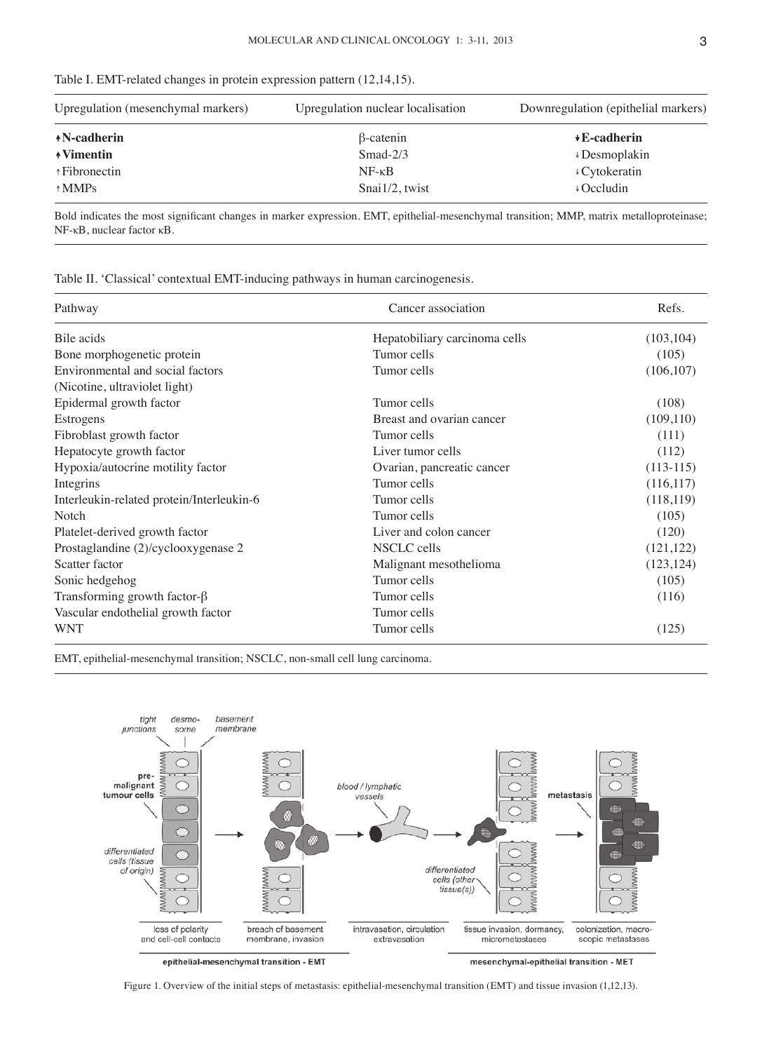Table I. EMT-related changes in protein expression pattern (12,14,15).

| Upregulation (mesenchymal markers) | Upregulation nuclear localisation | Downregulation (epithelial markers) |
|---|---|---|
| **↑N-cadherin** | β-catenin | **↓E-cadherin** |
| **↑Vimentin** | Smad-2/3 | ↓Desmoplakin |
| ↑Fibronectin | NF-κB | ↓Cytokeratin |
| ↑MMPs | Snai1/2, twist | ↓Occludin |

Bold indicates the most significant changes in marker expression. EMT, epithelial-mesenchymal transition; MMP, matrix metalloproteinase; NF-κB, nuclear factor κB.

Table II. 'Classical' contextual EMT-inducing pathways in human carcinogenesis.

| Pathway | Cancer association | Refs. |
|---|---|---|
| Bile acids | Hepatobiliary carcinoma cells | (103,104) |
| Bone morphogenetic protein | Tumor cells | (105) |
| Environmental and social factors (Nicotine, ultraviolet light) | Tumor cells | (106,107) |
| Epidermal growth factor | Tumor cells | (108) |
| Estrogens | Breast and ovarian cancer | (109,110) |
| Fibroblast growth factor | Tumor cells | (111) |
| Hepatocyte growth factor | Liver tumor cells | (112) |
| Hypoxia/autocrine motility factor | Ovarian, pancreatic cancer | (113-115) |
| Integrins | Tumor cells | (116,117) |
| Interleukin-related protein/Interleukin-6 | Tumor cells | (118,119) |
| Notch | Tumor cells | (105) |
| Platelet-derived growth factor | Liver and colon cancer | (120) |
| Prostaglandine (2)/cyclooxygenase 2 | NSCLC cells | (121,122) |
| Scatter factor | Malignant mesothelioma | (123,124) |
| Sonic hedgehog | Tumor cells | (105) |
| Transforming growth factor-β | Tumor cells | (116) |
| Vascular endothelial growth factor | Tumor cells | |
| WNT | Tumor cells | (125) |

EMT, epithelial-mesenchymal transition; NSCLC, non-small cell lung carcinoma.

Figure 1. Overview of the initial steps of metastasis: epithelial-mesenchymal transition (EMT) and tissue invasion (1,12,13).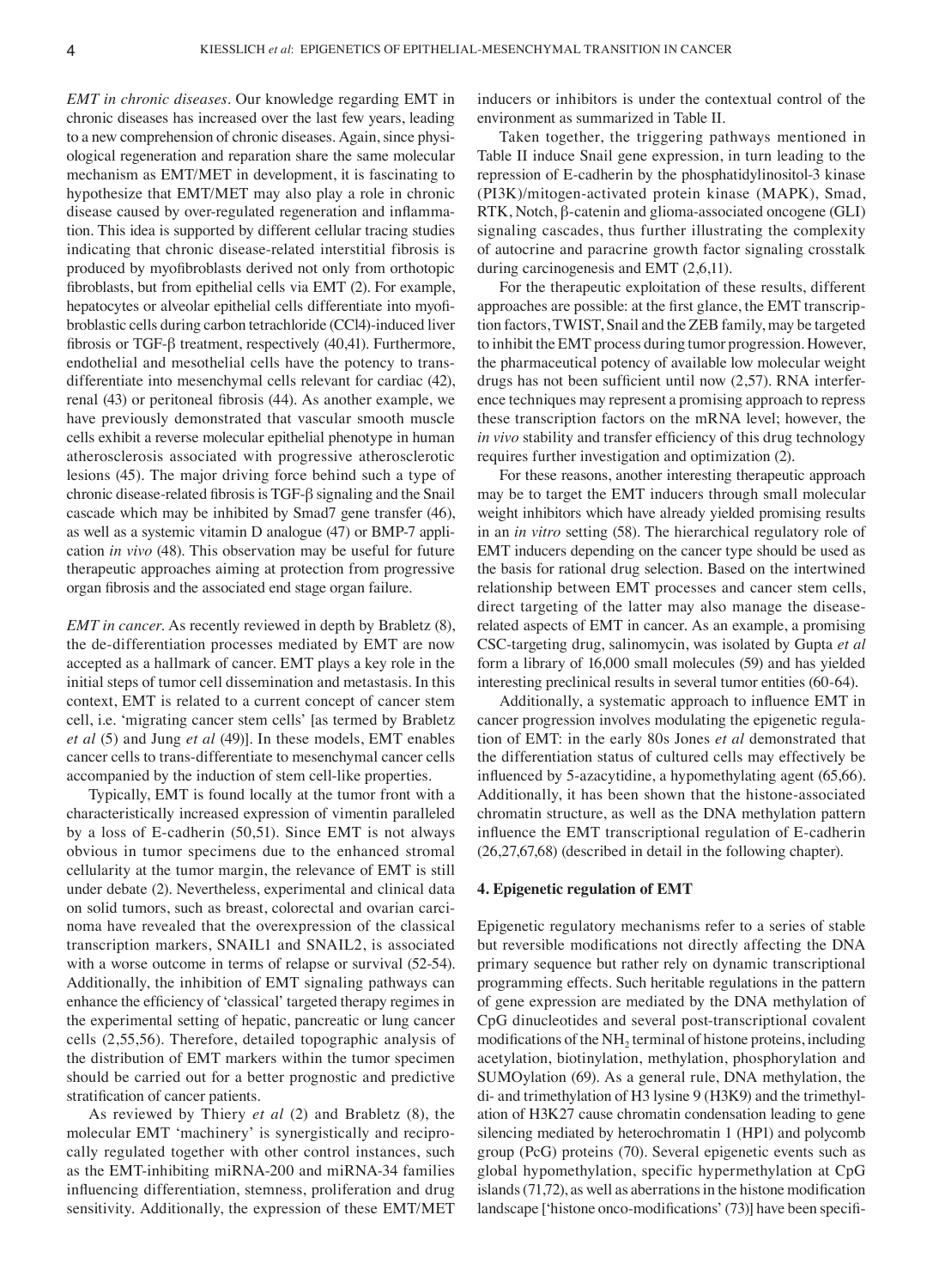*EMT in chronic diseases*. Our knowledge regarding EMT in chronic diseases has increased over the last few years, leading to a new comprehension of chronic diseases. Again, since physiological regeneration and reparation share the same molecular mechanism as EMT/MET in development, it is fascinating to hypothesize that EMT/MET may also play a role in chronic disease caused by over-regulated regeneration and inflammation. This idea is supported by different cellular tracing studies indicating that chronic disease-related interstitial fibrosis is produced by myofibroblasts derived not only from orthotopic fibroblasts, but from epithelial cells via EMT (2). For example, hepatocytes or alveolar epithelial cells differentiate into myofibroblastic cells during carbon tetrachloride (CCl4)-induced liver fibrosis or TGF-β treatment, respectively (40,41). Furthermore, endothelial and mesothelial cells have the potency to transdifferentiate into mesenchymal cells relevant for cardiac (42), renal (43) or peritoneal fibrosis (44). As another example, we have previously demonstrated that vascular smooth muscle cells exhibit a reverse molecular epithelial phenotype in human atherosclerosis associated with progressive atherosclerotic lesions (45). The major driving force behind such a type of chronic disease-related fibrosis is TGF-β signaling and the Snail cascade which may be inhibited by Smad7 gene transfer (46), as well as a systemic vitamin D analogue (47) or BMP-7 application *in vivo* (48). This observation may be useful for future therapeutic approaches aiming at protection from progressive organ fibrosis and the associated end stage organ failure.

*EMT in cancer*. As recently reviewed in depth by Brabletz (8), the de-differentiation processes mediated by EMT are now accepted as a hallmark of cancer. EMT plays a key role in the initial steps of tumor cell dissemination and metastasis. In this context, EMT is related to a current concept of cancer stem cell, i.e. 'migrating cancer stem cells' [as termed by Brabletz *et al* (5) and Jung *et al* (49)]. In these models, EMT enables cancer cells to trans-differentiate to mesenchymal cancer cells accompanied by the induction of stem cell-like properties.

Typically, EMT is found locally at the tumor front with a characteristically increased expression of vimentin paralleled by a loss of E-cadherin (50,51). Since EMT is not always obvious in tumor specimens due to the enhanced stromal cellularity at the tumor margin, the relevance of EMT is still under debate (2). Nevertheless, experimental and clinical data on solid tumors, such as breast, colorectal and ovarian carcinoma have revealed that the overexpression of the classical transcription markers, SNAIL1 and SNAIL2, is associated with a worse outcome in terms of relapse or survival (52-54). Additionally, the inhibition of EMT signaling pathways can enhance the efficiency of 'classical' targeted therapy regimes in the experimental setting of hepatic, pancreatic or lung cancer cells (2,55,56). Therefore, detailed topographic analysis of the distribution of EMT markers within the tumor specimen should be carried out for a better prognostic and predictive stratification of cancer patients.

As reviewed by Thiery *et al* (2) and Brabletz (8), the molecular EMT 'machinery' is synergistically and reciprocally regulated together with other control instances, such as the EMT-inhibiting miRNA-200 and miRNA-34 families influencing differentiation, stemness, proliferation and drug sensitivity. Additionally, the expression of these EMT/MET inducers or inhibitors is under the contextual control of the environment as summarized in Table II.

Taken together, the triggering pathways mentioned in Table II induce Snail gene expression, in turn leading to the repression of E-cadherin by the phosphatidylinositol-3 kinase (PI3K)/mitogen-activated protein kinase (MAPK), Smad, RTK, Notch, β-catenin and glioma-associated oncogene (GLI) signaling cascades, thus further illustrating the complexity of autocrine and paracrine growth factor signaling crosstalk during carcinogenesis and EMT (2,6,11).

For the therapeutic exploitation of these results, different approaches are possible: at the first glance, the EMT transcription factors, TWIST, Snail and the ZEB family, may be targeted to inhibit the EMT process during tumor progression. However, the pharmaceutical potency of available low molecular weight drugs has not been sufficient until now (2,57). RNA interference techniques may represent a promising approach to repress these transcription factors on the mRNA level; however, the *in vivo* stability and transfer efficiency of this drug technology requires further investigation and optimization (2).

For these reasons, another interesting therapeutic approach may be to target the EMT inducers through small molecular weight inhibitors which have already yielded promising results in an *in vitro* setting (58). The hierarchical regulatory role of EMT inducers depending on the cancer type should be used as the basis for rational drug selection. Based on the intertwined relationship between EMT processes and cancer stem cells, direct targeting of the latter may also manage the disease-related aspects of EMT in cancer. As an example, a promising CSC-targeting drug, salinomycin, was isolated by Gupta *et al* form a library of 16,000 small molecules (59) and has yielded interesting preclinical results in several tumor entities (60-64).

Additionally, a systematic approach to influence EMT in cancer progression involves modulating the epigenetic regulation of EMT: in the early 80s Jones *et al* demonstrated that the differentiation status of cultured cells may effectively be influenced by 5-azacytidine, a hypomethylating agent (65,66). Additionally, it has been shown that the histone-associated chromatin structure, as well as the DNA methylation pattern influence the EMT transcriptional regulation of E-cadherin (26,27,67,68) (described in detail in the following chapter).

## 4. Epigenetic regulation of EMT

Epigenetic regulatory mechanisms refer to a series of stable but reversible modifications not directly affecting the DNA primary sequence but rather rely on dynamic transcriptional programming effects. Such heritable regulations in the pattern of gene expression are mediated by the DNA methylation of CpG dinucleotides and several post-transcriptional covalent modifications of the $NH_2$ terminal of histone proteins, including acetylation, biotinylation, methylation, phosphorylation and SUMOylation (69). As a general rule, DNA methylation, the di- and trimethylation of H3 lysine 9 (H3K9) and the trimethylation of H3K27 cause chromatin condensation leading to gene silencing mediated by heterochromatin 1 (HP1) and polycomb group (PcG) proteins (70). Several epigenetic events such as global hypomethylation, specific hypermethylation at CpG islands (71,72), as well as aberrations in the histone modification landscape ['histone onco-modifications' (73)] have been specifi-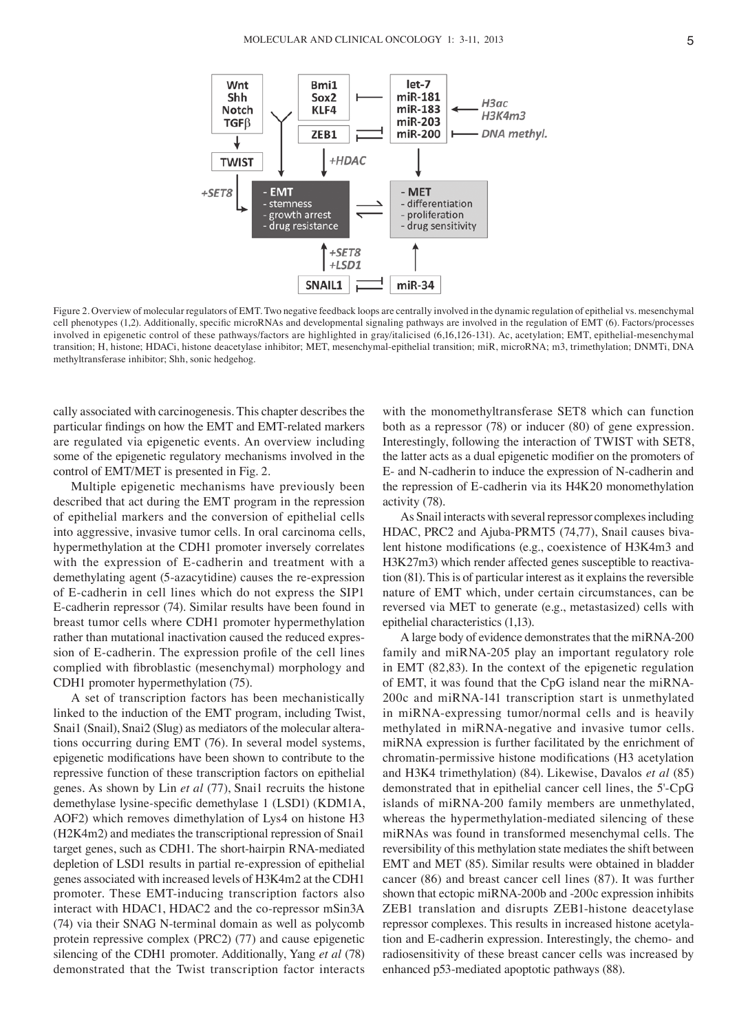Figure 2. Overview of molecular regulators of EMT. Two negative feedback loops are centrally involved in the dynamic regulation of epithelial vs. mesenchymal cell phenotypes (1,2). Additionally, specific microRNAs and developmental signaling pathways are involved in the regulation of EMT (6). Factors/processes involved in epigenetic control of these pathways/factors are highlighted in gray/italicised (6,16,126-131). Ac, acetylation; EMT, epithelial-mesenchymal transition; H, histone; HDACi, histone deacetylase inhibitor; MET, mesenchymal-epithelial transition; miR, microRNA; m3, trimethylation; DNMTi, DNA methyltransferase inhibitor; Shh, sonic hedgehog.

cally associated with carcinogenesis. This chapter describes the particular findings on how the EMT and EMT-related markers are regulated via epigenetic events. An overview including some of the epigenetic regulatory mechanisms involved in the control of EMT/MET is presented in Fig. 2.

Multiple epigenetic mechanisms have previously been described that act during the EMT program in the repression of epithelial markers and the conversion of epithelial cells into aggressive, invasive tumor cells. In oral carcinoma cells, hypermethylation at the CDH1 promoter inversely correlates with the expression of E-cadherin and treatment with a demethylating agent (5-azacytidine) causes the re-expression of E-cadherin in cell lines which do not express the SIP1 E-cadherin repressor (74). Similar results have been found in breast tumor cells where CDH1 promoter hypermethylation rather than mutational inactivation caused the reduced expression of E-cadherin. The expression profile of the cell lines complied with fibroblastic (mesenchymal) morphology and CDH1 promoter hypermethylation (75).

A set of transcription factors has been mechanistically linked to the induction of the EMT program, including Twist, Snai1 (Snail), Snai2 (Slug) as mediators of the molecular alterations occurring during EMT (76). In several model systems, epigenetic modifications have been shown to contribute to the repressive function of these transcription factors on epithelial genes. As shown by Lin *et al* (77), Snai1 recruits the histone demethylase lysine-specific demethylase 1 (LSD1) (KDM1A, AOF2) which removes dimethylation of Lys4 on histone H3 (H2K4m2) and mediates the transcriptional repression of Snai1 target genes, such as CDH1. The short-hairpin RNA-mediated depletion of LSD1 results in partial re-expression of epithelial genes associated with increased levels of H3K4m2 at the CDH1 promoter. These EMT-inducing transcription factors also interact with HDAC1, HDAC2 and the co-repressor mSin3A (74) via their SNAG N-terminal domain as well as polycomb protein repressive complex (PRC2) (77) and cause epigenetic silencing of the CDH1 promoter. Additionally, Yang *et al* (78) demonstrated that the Twist transcription factor interacts with the monomethyltransferase SET8 which can function both as a repressor (78) or inducer (80) of gene expression. Interestingly, following the interaction of TWIST with SET8, the latter acts as a dual epigenetic modifier on the promoters of E- and N-cadherin to induce the expression of N-cadherin and the repression of E-cadherin via its H4K20 monomethylation activity (78).

As Snail interacts with several repressor complexes including HDAC, PRC2 and Ajuba-PRMT5 (74,77), Snail causes bivalent histone modifications (e.g., coexistence of H3K4m3 and H3K27m3) which render affected genes susceptible to reactivation (81). This is of particular interest as it explains the reversible nature of EMT which, under certain circumstances, can be reversed via MET to generate (e.g., metastasized) cells with epithelial characteristics (1,13).

A large body of evidence demonstrates that the miRNA-200 family and miRNA-205 play an important regulatory role in EMT (82,83). In the context of the epigenetic regulation of EMT, it was found that the CpG island near the miRNA-200c and miRNA-141 transcription start is unmethylated in miRNA-expressing tumor/normal cells and is heavily methylated in miRNA-negative and invasive tumor cells. miRNA expression is further facilitated by the enrichment of chromatin-permissive histone modifications (H3 acetylation and H3K4 trimethylation) (84). Likewise, Davalos *et al* (85) demonstrated that in epithelial cancer cell lines, the 5'-CpG islands of miRNA-200 family members are unmethylated, whereas the hypermethylation-mediated silencing of these miRNAs was found in transformed mesenchymal cells. The reversibility of this methylation state mediates the shift between EMT and MET (85). Similar results were obtained in bladder cancer (86) and breast cancer cell lines (87). It was further shown that ectopic miRNA-200b and -200c expression inhibits ZEB1 translation and disrupts ZEB1-histone deacetylase repressor complexes. This results in increased histone acetylation and E-cadherin expression. Interestingly, the chemo- and radiosensitivity of these breast cancer cells was increased by enhanced p53-mediated apoptotic pathways (88).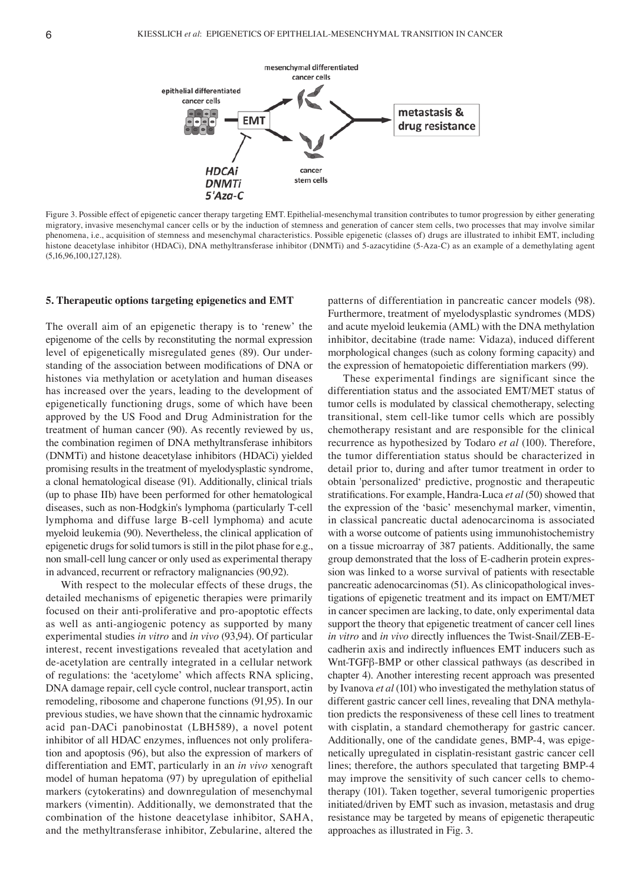Figure 3. Possible effect of epigenetic cancer therapy targeting EMT. Epithelial-mesenchymal transition contributes to tumor progression by either generating migratory, invasive mesenchymal cancer cells or by the induction of stemness and generation of cancer stem cells, two processes that may involve similar phenomena, i.e., acquisition of stemness and mesenchymal characteristics. Possible epigenetic (classes of) drugs are illustrated to inhibit EMT, including histone deacetylase inhibitor (HDACi), DNA methyltransferase inhibitor (DNMTi) and 5-azacytidine (5-Aza-C) as an example of a demethylating agent (5,16,96,100,127,128).

## 5. Therapeutic options targeting epigenetics and EMT

The overall aim of an epigenetic therapy is to 'renew' the epigenome of the cells by reconstituting the normal expression level of epigenetically misregulated genes (89). Our understanding of the association between modifications of DNA or histones via methylation or acetylation and human diseases has increased over the years, leading to the development of epigenetically functioning drugs, some of which have been approved by the US Food and Drug Administration for the treatment of human cancer (90). As recently reviewed by us, the combination regimen of DNA methyltransferase inhibitors (DNMTi) and histone deacetylase inhibitors (HDACi) yielded promising results in the treatment of myelodysplastic syndrome, a clonal hematological disease (91). Additionally, clinical trials (up to phase IIb) have been performed for other hematological diseases, such as non-Hodgkin's lymphoma (particularly T-cell lymphoma and diffuse large B-cell lymphoma) and acute myeloid leukemia (90). Nevertheless, the clinical application of epigenetic drugs for solid tumors is still in the pilot phase for e.g., non small-cell lung cancer or only used as experimental therapy in advanced, recurrent or refractory malignancies (90,92).

With respect to the molecular effects of these drugs, the detailed mechanisms of epigenetic therapies were primarily focused on their anti-proliferative and pro-apoptotic effects as well as anti-angiogenic potency as supported by many experimental studies *in vitro* and *in vivo* (93,94). Of particular interest, recent investigations revealed that acetylation and de-acetylation are centrally integrated in a cellular network of regulations: the 'acetylome' which affects RNA splicing, DNA damage repair, cell cycle control, nuclear transport, actin remodeling, ribosome and chaperone functions (91,95). In our previous studies, we have shown that the cinnamic hydroxamic acid pan-DACi panobinostat (LBH589), a novel potent inhibitor of all HDAC enzymes, influences not only proliferation and apoptosis (96), but also the expression of markers of differentiation and EMT, particularly in an *in vivo* xenograft model of human hepatoma (97) by upregulation of epithelial markers (cytokeratins) and downregulation of mesenchymal markers (vimentin). Additionally, we demonstrated that the combination of the histone deacetylase inhibitor, SAHA, and the methyltransferase inhibitor, Zebularine, altered the patterns of differentiation in pancreatic cancer models (98). Furthermore, treatment of myelodysplastic syndromes (MDS) and acute myeloid leukemia (AML) with the DNA methylation inhibitor, decitabine (trade name: Vidaza), induced different morphological changes (such as colony forming capacity) and the expression of hematopoietic differentiation markers (99).

These experimental findings are significant since the differentiation status and the associated EMT/MET status of tumor cells is modulated by classical chemotherapy, selecting transitional, stem cell-like tumor cells which are possibly chemotherapy resistant and are responsible for the clinical recurrence as hypothesized by Todaro *et al* (100). Therefore, the tumor differentiation status should be characterized in detail prior to, during and after tumor treatment in order to obtain 'personalized' predictive, prognostic and therapeutic stratifications. For example, Handra-Luca *et al* (50) showed that the expression of the 'basic' mesenchymal marker, vimentin, in classical pancreatic ductal adenocarcinoma is associated with a worse outcome of patients using immunohistochemistry on a tissue microarray of 387 patients. Additionally, the same group demonstrated that the loss of E-cadherin protein expression was linked to a worse survival of patients with resectable pancreatic adenocarcinomas (51). As clinicopathological investigations of epigenetic treatment and its impact on EMT/MET in cancer specimen are lacking, to date, only experimental data support the theory that epigenetic treatment of cancer cell lines *in vitro* and *in vivo* directly influences the Twist-Snail/ZEB-E-cadherin axis and indirectly influences EMT inducers such as Wnt-TGFβ-BMP or other classical pathways (as described in chapter 4). Another interesting recent approach was presented by Ivanova *et al* (101) who investigated the methylation status of different gastric cancer cell lines, revealing that DNA methylation predicts the responsiveness of these cell lines to treatment with cisplatin, a standard chemotherapy for gastric cancer. Additionally, one of the candidate genes, BMP-4, was epigenetically upregulated in cisplatin-resistant gastric cancer cell lines; therefore, the authors speculated that targeting BMP-4 may improve the sensitivity of such cancer cells to chemotherapy (101). Taken together, several tumorigenic properties initiated/driven by EMT such as invasion, metastasis and drug resistance may be targeted by means of epigenetic therapeutic approaches as illustrated in Fig. 3.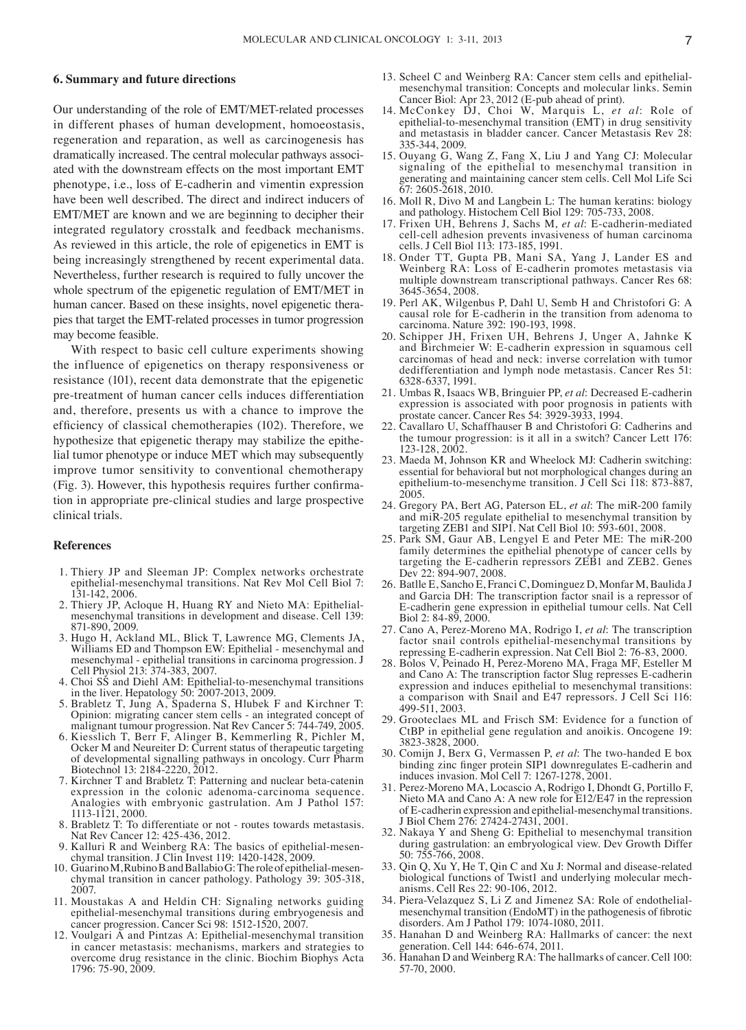## 6. Summary and future directions

Our understanding of the role of EMT/MET-related processes in different phases of human development, homoeostasis, regeneration and reparation, as well as carcinogenesis has dramatically increased. The central molecular pathways associated with the downstream effects on the most important EMT phenotype, i.e., loss of E-cadherin and vimentin expression have been well described. The direct and indirect inducers of EMT/MET are known and we are beginning to decipher their integrated regulatory crosstalk and feedback mechanisms. As reviewed in this article, the role of epigenetics in EMT is being increasingly strengthened by recent experimental data. Nevertheless, further research is required to fully uncover the whole spectrum of the epigenetic regulation of EMT/MET in human cancer. Based on these insights, novel epigenetic therapies that target the EMT-related processes in tumor progression may become feasible.

With respect to basic cell culture experiments showing the influence of epigenetics on therapy responsiveness or resistance (101), recent data demonstrate that the epigenetic pre-treatment of human cancer cells induces differentiation and, therefore, presents us with a chance to improve the efficiency of classical chemotherapies (102). Therefore, we hypothesize that epigenetic therapy may stabilize the epithelial tumor phenotype or induce MET which may subsequently improve tumor sensitivity to conventional chemotherapy (Fig. 3). However, this hypothesis requires further confirmation in appropriate pre-clinical studies and large prospective clinical trials.

## References

1. Thiery JP and Sleeman JP: Complex networks orchestrate epithelial-mesenchymal transitions. Nat Rev Mol Cell Biol 7: 131-142, 2006.
2. Thiery JP, Acloque H, Huang RY and Nieto MA: Epithelial-mesenchymal transitions in development and disease. Cell 139: 871-890, 2009.
3. Hugo H, Ackland ML, Blick T, Lawrence MG, Clements JA, Williams ED and Thompson EW: Epithelial - mesenchymal and mesenchymal - epithelial transitions in carcinoma progression. J Cell Physiol 213: 374-383, 2007.
4. Choi SS and Diehl AM: Epithelial-to-mesenchymal transitions in the liver. Hepatology 50: 2007-2013, 2009.
5. Brabletz T, Jung A, Spaderna S, Hlubek F and Kirchner T: Opinion: migrating cancer stem cells - an integrated concept of malignant tumour progression. Nat Rev Cancer 5: 744-749, 2005.
6. Kiesslich T, Berr F, Alinger B, Kemmerling R, Pichler M, Ocker M and Neureiter D: Current status of therapeutic targeting of developmental signalling pathways in oncology. Curr Pharm Biotechnol 13: 2184-2220, 2012.
7. Kirchner T and Brabletz T: Patterning and nuclear beta-catenin expression in the colonic adenoma-carcinoma sequence. Analogies with embryonic gastrulation. Am J Pathol 157: 1113-1121, 2000.
8. Brabletz T: To differentiate or not - routes towards metastasis. Nat Rev Cancer 12: 425-436, 2012.
9. Kalluri R and Weinberg RA: The basics of epithelial-mesenchymal transition. J Clin Invest 119: 1420-1428, 2009.
10. Guarino M, Rubino B and Ballabio G: The role of epithelial-mesenchymal transition in cancer pathology. Pathology 39: 305-318, 2007.
11. Moustakas A and Heldin CH: Signaling networks guiding epithelial-mesenchymal transitions during embryogenesis and cancer progression. Cancer Sci 98: 1512-1520, 2007.
12. Voulgari A and Pintzas A: Epithelial-mesenchymal transition in cancer metastasis: mechanisms, markers and strategies to overcome drug resistance in the clinic. Biochim Biophys Acta 1796: 75-90, 2009.
13. Scheel C and Weinberg RA: Cancer stem cells and epithelial-mesenchymal transition: Concepts and molecular links. Semin Cancer Biol: Apr 23, 2012 (E-pub ahead of print).
14. McConkey DJ, Choi W, Marquis L, *et al*: Role of epithelial-to-mesenchymal transition (EMT) in drug sensitivity and metastasis in bladder cancer. Cancer Metastasis Rev 28: 335-344, 2009.
15. Ouyang G, Wang Z, Fang X, Liu J and Yang CJ: Molecular signaling of the epithelial to mesenchymal transition in generating and maintaining cancer stem cells. Cell Mol Life Sci 67: 2605-2618, 2010.
16. Moll R, Divo M and Langbein L: The human keratins: biology and pathology. Histochem Cell Biol 129: 705-733, 2008.
17. Frixen UH, Behrens J, Sachs M, *et al*: E-cadherin-mediated cell-cell adhesion prevents invasiveness of human carcinoma cells. J Cell Biol 113: 173-185, 1991.
18. Onder TT, Gupta PB, Mani SA, Yang J, Lander ES and Weinberg RA: Loss of E-cadherin promotes metastasis via multiple downstream transcriptional pathways. Cancer Res 68: 3645-3654, 2008.
19. Perl AK, Wilgenbus P, Dahl U, Semb H and Christofori G: A causal role for E-cadherin in the transition from adenoma to carcinoma. Nature 392: 190-193, 1998.
20. Schipper JH, Frixen UH, Behrens J, Unger A, Jahnke K and Birchmeier W: E-cadherin expression in squamous cell carcinomas of head and neck: inverse correlation with tumor dedifferentiation and lymph node metastasis. Cancer Res 51: 6328-6337, 1991.
21. Umbas R, Isaacs WB, Bringuier PP, *et al*: Decreased E-cadherin expression is associated with poor prognosis in patients with prostate cancer. Cancer Res 54: 3929-3933, 1994.
22. Cavallaro U, Schaffhauser B and Christofori G: Cadherins and the tumour progression: is it all in a switch? Cancer Lett 176: 123-128, 2002.
23. Maeda M, Johnson KR and Wheelock MJ: Cadherin switching: essential for behavioral but not morphological changes during an epithelium-to-mesenchyme transition. J Cell Sci 118: 873-887, 2005.
24. Gregory PA, Bert AG, Paterson EL, *et al*: The miR-200 family and miR-205 regulate epithelial to mesenchymal transition by targeting ZEB1 and SIP1. Nat Cell Biol 10: 593-601, 2008.
25. Park SM, Gaur AB, Lengyel E and Peter ME: The miR-200 family determines the epithelial phenotype of cancer cells by targeting the E-cadherin repressors ZEB1 and ZEB2. Genes Dev 22: 894-907, 2008.
26. Batlle E, Sancho E, Franci C, Dominguez D, Monfar M, Baulida J and Garcia DH: The transcription factor snail is a repressor of E-cadherin gene expression in epithelial tumour cells. Nat Cell Biol 2: 84-89, 2000.
27. Cano A, Perez-Moreno MA, Rodrigo I, *et al*: The transcription factor snail controls epithelial-mesenchymal transitions by repressing E-cadherin expression. Nat Cell Biol 2: 76-83, 2000.
28. Bolos V, Peinado H, Perez-Moreno MA, Fraga MF, Esteller M and Cano A: The transcription factor Slug represses E-cadherin expression and induces epithelial to mesenchymal transitions: a comparison with Snail and E47 repressors. J Cell Sci 116: 499-511, 2003.
29. Grooteclaes ML and Frisch SM: Evidence for a function of CtBP in epithelial gene regulation and anoikis. Oncogene 19: 3823-3828, 2000.
30. Comijn J, Berx G, Vermassen P, *et al*: The two-handed E box binding zinc finger protein SIP1 downregulates E-cadherin and induces invasion. Mol Cell 7: 1267-1278, 2001.
31. Perez-Moreno MA, Locascio A, Rodrigo I, Dhondt G, Portillo F, Nieto MA and Cano A: A new role for E12/E47 in the repression of E-cadherin expression and epithelial-mesenchymal transitions. J Biol Chem 276: 27424-27431, 2001.
32. Nakaya Y and Sheng G: Epithelial to mesenchymal transition during gastrulation: an embryological view. Dev Growth Differ 50: 755-766, 2008.
33. Qin Q, Xu Y, He T, Qin C and Xu J: Normal and disease-related biological functions of Twist1 and underlying molecular mechanisms. Cell Res 22: 90-106, 2012.
34. Piera-Velazquez S, Li Z and Jimenez SA: Role of endothelial-mesenchymal transition (EndoMT) in the pathogenesis of fibrotic disorders. Am J Pathol 179: 1074-1080, 2011.
35. Hanahan D and Weinberg RA: Hallmarks of cancer: the next generation. Cell 144: 646-674, 2011.
36. Hanahan D and Weinberg RA: The hallmarks of cancer. Cell 100: 57-70, 2000.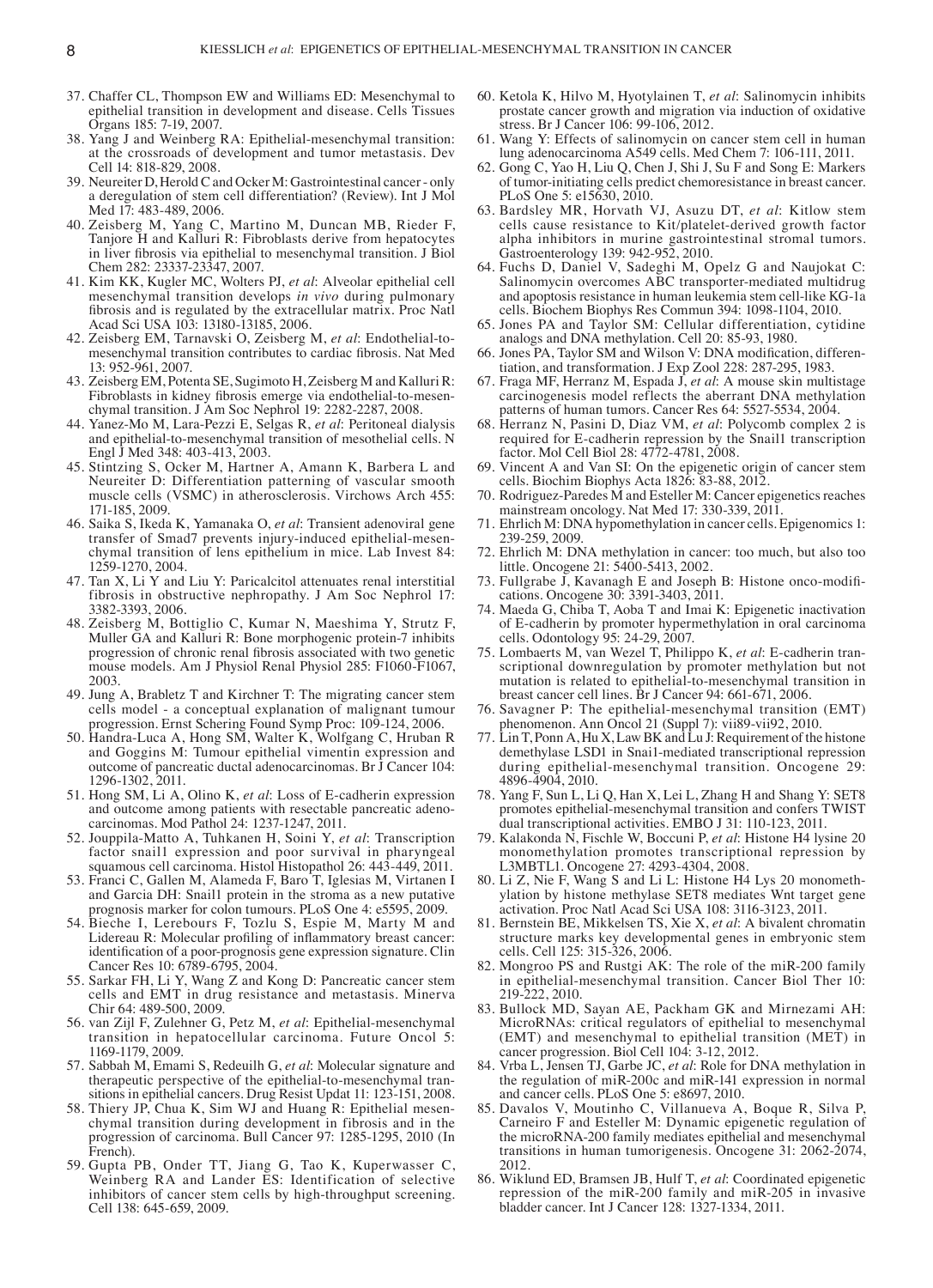37. Chaffer CL, Thompson EW and Williams ED: Mesenchymal to epithelial transition in development and disease. Cells Tissues Organs 185: 7-19, 2007.
38. Yang J and Weinberg RA: Epithelial-mesenchymal transition: at the crossroads of development and tumor metastasis. Dev Cell 14: 818-829, 2008.
39. Neureiter D, Herold C and Ocker M: Gastrointestinal cancer - only a deregulation of stem cell differentiation? (Review). Int J Mol Med 17: 483-489, 2006.
40. Zeisberg M, Yang C, Martino M, Duncan MB, Rieder F, Tanjore H and Kalluri R: Fibroblasts derive from hepatocytes in liver fibrosis via epithelial to mesenchymal transition. J Biol Chem 282: 23337-23347, 2007.
41. Kim KK, Kugler MC, Wolters PJ, *et al*: Alveolar epithelial cell mesenchymal transition develops *in vivo* during pulmonary fibrosis and is regulated by the extracellular matrix. Proc Natl Acad Sci USA 103: 13180-13185, 2006.
42. Zeisberg EM, Tarnavski O, Zeisberg M, *et al*: Endothelial-to-mesenchymal transition contributes to cardiac fibrosis. Nat Med 13: 952-961, 2007.
43. Zeisberg EM, Potenta SE, Sugimoto H, Zeisberg M and Kalluri R: Fibroblasts in kidney fibrosis emerge via endothelial-to-mesenchymal transition. J Am Soc Nephrol 19: 2282-2287, 2008.
44. Yanez-Mo M, Lara-Pezzi E, Selgas R, *et al*: Peritoneal dialysis and epithelial-to-mesenchymal transition of mesothelial cells. N Engl J Med 348: 403-413, 2003.
45. Stintzing S, Ocker M, Hartner A, Amann K, Barbera L and Neureiter D: Differentiation patterning of vascular smooth muscle cells (VSMC) in atherosclerosis. Virchows Arch 455: 171-185, 2009.
46. Saika S, Ikeda K, Yamanaka O, *et al*: Transient adenoviral gene transfer of Smad7 prevents injury-induced epithelial-mesenchymal transition of lens epithelium in mice. Lab Invest 84: 1259-1270, 2004.
47. Tan X, Li Y and Liu Y: Paricalcitol attenuates renal interstitial fibrosis in obstructive nephropathy. J Am Soc Nephrol 17: 3382-3393, 2006.
48. Zeisberg M, Bottiglio C, Kumar N, Maeshima Y, Strutz F, Muller GA and Kalluri R: Bone morphogenic protein-7 inhibits progression of chronic renal fibrosis associated with two genetic mouse models. Am J Physiol Renal Physiol 285: F1060-F1067, 2003.
49. Jung A, Brabletz T and Kirchner T: The migrating cancer stem cells model - a conceptual explanation of malignant tumour progression. Ernst Schering Found Symp Proc: 109-124, 2006.
50. Handra-Luca A, Hong SM, Walter K, Wolfgang C, Hruban R and Goggins M: Tumour epithelial vimentin expression and outcome of pancreatic ductal adenocarcinomas. Br J Cancer 104: 1296-1302, 2011.
51. Hong SM, Li A, Olino K, *et al*: Loss of E-cadherin expression and outcome among patients with resectable pancreatic adenocarcinomas. Mod Pathol 24: 1237-1247, 2011.
52. Jouppila-Matto A, Tuhkanen H, Soini Y, *et al*: Transcription factor snail1 expression and poor survival in pharyngeal squamous cell carcinoma. Histol Histopathol 26: 443-449, 2011.
53. Franci C, Gallen M, Alameda F, Baro T, Iglesias M, Virtanen I and Garcia DH: Snail1 protein in the stroma as a new putative prognosis marker for colon tumours. PLoS One 4: e5595, 2009.
54. Bieche I, Lerebours F, Tozlu S, Espie M, Marty M and Lidereau R: Molecular profiling of inflammatory breast cancer: identification of a poor-prognosis gene expression signature. Clin Cancer Res 10: 6789-6795, 2004.
55. Sarkar FH, Li Y, Wang Z and Kong D: Pancreatic cancer stem cells and EMT in drug resistance and metastasis. Minerva Chir 64: 489-500, 2009.
56. van Zijl F, Zulehner G, Petz M, *et al*: Epithelial-mesenchymal transition in hepatocellular carcinoma. Future Oncol 5: 1169-1179, 2009.
57. Sabbah M, Emami S, Redeuilh G, *et al*: Molecular signature and therapeutic perspective of the epithelial-to-mesenchymal transitions in epithelial cancers. Drug Resist Updat 11: 123-151, 2008.
58. Thiery JP, Chua K, Sim WJ and Huang R: Epithelial mesenchymal transition during development in fibrosis and in the progression of carcinoma. Bull Cancer 97: 1285-1295, 2010 (In French).
59. Gupta PB, Onder TT, Jiang G, Tao K, Kuperwasser C, Weinberg RA and Lander ES: Identification of selective inhibitors of cancer stem cells by high-throughput screening. Cell 138: 645-659, 2009.
60. Ketola K, Hilvo M, Hyotylainen T, *et al*: Salinomycin inhibits prostate cancer growth and migration via induction of oxidative stress. Br J Cancer 106: 99-106, 2012.
61. Wang Y: Effects of salinomycin on cancer stem cell in human lung adenocarcinoma A549 cells. Med Chem 7: 106-111, 2011.
62. Gong C, Yao H, Liu Q, Chen J, Shi J, Su F and Song E: Markers of tumor-initiating cells predict chemoresistance in breast cancer. PLoS One 5: e15630, 2010.
63. Bardsley MR, Horvath VJ, Asuzu DT, *et al*: Kitlow stem cells cause resistance to Kit/platelet-derived growth factor alpha inhibitors in murine gastrointestinal stromal tumors. Gastroenterology 139: 942-952, 2010.
64. Fuchs D, Daniel V, Sadeghi M, Opelz G and Naujokat C: Salinomycin overcomes ABC transporter-mediated multidrug and apoptosis resistance in human leukemia stem cell-like KG-1a cells. Biochem Biophys Res Commun 394: 1098-1104, 2010.
65. Jones PA and Taylor SM: Cellular differentiation, cytidine analogs and DNA methylation. Cell 20: 85-93, 1980.
66. Jones PA, Taylor SM and Wilson V: DNA modification, differentiation, and transformation. J Exp Zool 228: 287-295, 1983.
67. Fraga MF, Herranz M, Espada J, *et al*: A mouse skin multistage carcinogenesis model reflects the aberrant DNA methylation patterns of human tumors. Cancer Res 64: 5527-5534, 2004.
68. Herranz N, Pasini D, Diaz VM, *et al*: Polycomb complex 2 is required for E-cadherin repression by the Snail1 transcription factor. Mol Cell Biol 28: 4772-4781, 2008.
69. Vincent A and Van SI: On the epigenetic origin of cancer stem cells. Biochim Biophys Acta 1826: 83-88, 2012.
70. Rodriguez-Paredes M and Esteller M: Cancer epigenetics reaches mainstream oncology. Nat Med 17: 330-339, 2011.
71. Ehrlich M: DNA hypomethylation in cancer cells. Epigenomics 1: 239-259, 2009.
72. Ehrlich M: DNA methylation in cancer: too much, but also too little. Oncogene 21: 5400-5413, 2002.
73. Fullgrabe J, Kavanagh E and Joseph B: Histone onco-modifications. Oncogene 30: 3391-3403, 2011.
74. Maeda G, Chiba T, Aoba T and Imai K: Epigenetic inactivation of E-cadherin by promoter hypermethylation in oral carcinoma cells. Odontology 95: 24-29, 2007.
75. Lombaerts M, van Wezel T, Philippo K, *et al*: E-cadherin transcriptional downregulation by promoter methylation but not mutation is related to epithelial-to-mesenchymal transition in breast cancer cell lines. Br J Cancer 94: 661-671, 2006.
76. Savagner P: The epithelial-mesenchymal transition (EMT) phenomenon. Ann Oncol 21 (Suppl 7): vii89-vii92, 2010.
77. Lin T, Ponn A, Hu X, Law BK and Lu J: Requirement of the histone demethylase LSD1 in Snai1-mediated transcriptional repression during epithelial-mesenchymal transition. Oncogene 29: 4896-4904, 2010.
78. Yang F, Sun L, Li Q, Han X, Lei L, Zhang H and Shang Y: SET8 promotes epithelial-mesenchymal transition and confers TWIST dual transcriptional activities. EMBO J 31: 110-123, 2011.
79. Kalakonda N, Fischle W, Boccuni P, *et al*: Histone H4 lysine 20 monomethylation promotes transcriptional repression by L3MBTL1. Oncogene 27: 4293-4304, 2008.
80. Li Z, Nie F, Wang S and Li L: Histone H4 Lys 20 monomethylation by histone methylase SET8 mediates Wnt target gene activation. Proc Natl Acad Sci USA 108: 3116-3123, 2011.
81. Bernstein BE, Mikkelsen TS, Xie X, *et al*: A bivalent chromatin structure marks key developmental genes in embryonic stem cells. Cell 125: 315-326, 2006.
82. Mongroo PS and Rustgi AK: The role of the miR-200 family in epithelial-mesenchymal transition. Cancer Biol Ther 10: 219-222, 2010.
83. Bullock MD, Sayan AE, Packham GK and Mirnezami AH: MicroRNAs: critical regulators of epithelial to mesenchymal (EMT) and mesenchymal to epithelial transition (MET) in cancer progression. Biol Cell 104: 3-12, 2012.
84. Vrba L, Jensen TJ, Garbe JC, *et al*: Role for DNA methylation in the regulation of miR-200c and miR-141 expression in normal and cancer cells. PLoS One 5: e8697, 2010.
85. Davalos V, Moutinho C, Villanueva A, Boque R, Silva P, Carneiro F and Esteller M: Dynamic epigenetic regulation of the microRNA-200 family mediates epithelial and mesenchymal transitions in human tumorigenesis. Oncogene 31: 2062-2074, 2012.
86. Wiklund ED, Bramsen JB, Hulf T, *et al*: Coordinated epigenetic repression of the miR-200 family and miR-205 in invasive bladder cancer. Int J Cancer 128: 1327-1334, 2011.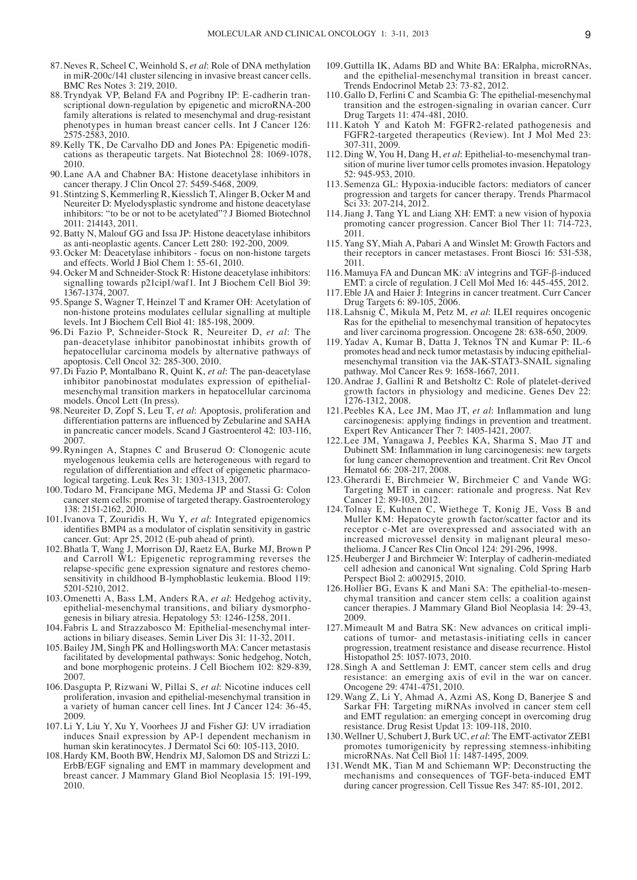87. Neves R, Scheel C, Weinhold S, *et al*: Role of DNA methylation in miR-200c/141 cluster silencing in invasive breast cancer cells. BMC Res Notes 3: 219, 2010.
88. Tryndyak VP, Beland FA and Pogribny IP: E-cadherin transcriptional down-regulation by epigenetic and microRNA-200 family alterations is related to mesenchymal and drug-resistant phenotypes in human breast cancer cells. Int J Cancer 126: 2575-2583, 2010.
89. Kelly TK, De Carvalho DD and Jones PA: Epigenetic modifications as therapeutic targets. Nat Biotechnol 28: 1069-1078, 2010.
90. Lane AA and Chabner BA: Histone deacetylase inhibitors in cancer therapy. J Clin Oncol 27: 5459-5468, 2009.
91. Stintzing S, Kemmerling R, Kiesslich T, Alinger B, Ocker M and Neureiter D: Myelodysplastic syndrome and histone deacetylase inhibitors: "to be or not to be acetylated"? J Biomed Biotechnol 2011: 214143, 2011.
92. Batty N, Malouf GG and Issa JP: Histone deacetylase inhibitors as anti-neoplastic agents. Cancer Lett 280: 192-200, 2009.
93. Ocker M: Deacetylase inhibitors - focus on non-histone targets and effects. World J Biol Chem 1: 55-61, 2010.
94. Ocker M and Schneider-Stock R: Histone deacetylase inhibitors: signalling towards p21cip1/waf1. Int J Biochem Cell Biol 39: 1367-1374, 2007.
95. Spange S, Wagner T, Heinzel T and Kramer OH: Acetylation of non-histone proteins modulates cellular signalling at multiple levels. Int J Biochem Cell Biol 41: 185-198, 2009.
96. Di Fazio P, Schneider-Stock R, Neureiter D, *et al*: The pan-deacetylase inhibitor panobinostat inhibits growth of hepatocellular carcinoma models by alternative pathways of apoptosis. Cell Oncol 32: 285-300, 2010.
97. Di Fazio P, Montalbano R, Quint K, *et al*: The pan-deacetylase inhibitor panobinostat modulates expression of epithelial-mesenchymal transition markers in hepatocellular carcinoma models. Oncol Lett (In press).
98. Neureiter D, Zopf S, Leu T, *et al*: Apoptosis, proliferation and differentiation patterns are influenced by Zebularine and SAHA in pancreatic cancer models. Scand J Gastroenterol 42: 103-116, 2007.
99. Ryningen A, Stapnes C and Bruserud O: Clonogenic acute myelogenous leukemia cells are heterogeneous with regard to regulation of differentiation and effect of epigenetic pharmacological targeting. Leuk Res 31: 1303-1313, 2007.
100. Todaro M, Francipane MG, Medema JP and Stassi G: Colon cancer stem cells: promise of targeted therapy. Gastroenterology 138: 2151-2162, 2010.
101. Ivanova T, Zouridis H, Wu Y, *et al*: Integrated epigenomics identifies BMP4 as a modulator of cisplatin sensitivity in gastric cancer. Gut: Apr 25, 2012 (E-pub ahead of print).
102. Bhatla T, Wang J, Morrison DJ, Raetz EA, Burke MJ, Brown P and Carroll WL: Epigenetic reprogramming reverses the relapse-specific gene expression signature and restores chemosensitivity in childhood B-lymphoblastic leukemia. Blood 119: 5201-5210, 2012.
103. Omenetti A, Bass LM, Anders RA, *et al*: Hedgehog activity, epithelial-mesenchymal transitions, and biliary dysmorphogenesis in biliary atresia. Hepatology 53: 1246-1258, 2011.
104. Fabris L and Strazzabosco M: Epithelial-mesenchymal interactions in biliary diseases. Semin Liver Dis 31: 11-32, 2011.
105. Bailey JM, Singh PK and Hollingsworth MA: Cancer metastasis facilitated by developmental pathways: Sonic hedgehog, Notch, and bone morphogenic proteins. J Cell Biochem 102: 829-839, 2007.
106. Dasgupta P, Rizwani W, Pillai S, *et al*: Nicotine induces cell proliferation, invasion and epithelial-mesenchymal transition in a variety of human cancer cell lines. Int J Cancer 124: 36-45, 2009.
107. Li Y, Liu Y, Xu Y, Voorhees JJ and Fisher GJ: UV irradiation induces Snail expression by AP-1 dependent mechanism in human skin keratinocytes. J Dermatol Sci 60: 105-113, 2010.
108. Hardy KM, Booth BW, Hendrix MJ, Salomon DS and Strizzi L: ErbB/EGF signaling and EMT in mammary development and breast cancer. J Mammary Gland Biol Neoplasia 15: 191-199, 2010.
109. Guttilla IK, Adams BD and White BA: ERalpha, microRNAs, and the epithelial-mesenchymal transition in breast cancer. Trends Endocrinol Metab 23: 73-82, 2012.
110. Gallo D, Ferlini C and Scambia G: The epithelial-mesenchymal transition and the estrogen-signaling in ovarian cancer. Curr Drug Targets 11: 474-481, 2010.
111. Katoh Y and Katoh M: FGFR2-related pathogenesis and FGFR2-targeted therapeutics (Review). Int J Mol Med 23: 307-311, 2009.
112. Ding W, You H, Dang H, *et al*: Epithelial-to-mesenchymal transition of murine liver tumor cells promotes invasion. Hepatology 52: 945-953, 2010.
113. Semenza GL: Hypoxia-inducible factors: mediators of cancer progression and targets for cancer therapy. Trends Pharmacol Sci 33: 207-214, 2012.
114. Jiang J, Tang YL and Liang XH: EMT: a new vision of hypoxia promoting cancer progression. Cancer Biol Ther 11: 714-723, 2011.
115. Yang SY, Miah A, Pabari A and Winslet M: Growth Factors and their receptors in cancer metastases. Front Biosci 16: 531-538, 2011.
116. Mamuya FA and Duncan MK: aV integrins and TGF-β-induced EMT: a circle of regulation. J Cell Mol Med 16: 445-455, 2012.
117. Eble JA and Haier J: Integrins in cancer treatment. Curr Cancer Drug Targets 6: 89-105, 2006.
118. Lahsnig C, Mikula M, Petz M, *et al*: ILEI requires oncogenic Ras for the epithelial to mesenchymal transition of hepatocytes and liver carcinoma progression. Oncogene 28: 638-650, 2009.
119. Yadav A, Kumar B, Datta J, Teknos TN and Kumar P: IL-6 promotes head and neck tumor metastasis by inducing epithelial-mesenchymal transition via the JAK-STAT3-SNAIL signaling pathway. Mol Cancer Res 9: 1658-1667, 2011.
120. Andrae J, Gallini R and Betsholtz C: Role of platelet-derived growth factors in physiology and medicine. Genes Dev 22: 1276-1312, 2008.
121. Peebles KA, Lee JM, Mao JT, *et al*: Inflammation and lung carcinogenesis: applying findings in prevention and treatment. Expert Rev Anticancer Ther 7: 1405-1421, 2007.
122. Lee JM, Yanagawa J, Peebles KA, Sharma S, Mao JT and Dubinett SM: Inflammation in lung carcinogenesis: new targets for lung cancer chemoprevention and treatment. Crit Rev Oncol Hematol 66: 208-217, 2008.
123. Gherardi E, Birchmeier W, Birchmeier C and Vande WG: Targeting MET in cancer: rationale and progress. Nat Rev Cancer 12: 89-103, 2012.
124. Tolnay E, Kuhnen C, Wiethege T, Konig JE, Voss B and Muller KM: Hepatocyte growth factor/scatter factor and its receptor c-Met are overexpressed and associated with an increased microvessel density in malignant pleural mesothelioma. J Cancer Res Clin Oncol 124: 291-296, 1998.
125. Heuberger J and Birchmeier W: Interplay of cadherin-mediated cell adhesion and canonical Wnt signaling. Cold Spring Harb Perspect Biol 2: a002915, 2010.
126. Hollier BG, Evans K and Mani SA: The epithelial-to-mesenchymal transition and cancer stem cells: a coalition against cancer therapies. J Mammary Gland Biol Neoplasia 14: 29-43, 2009.
127. Mimeault M and Batra SK: New advances on critical implications of tumor- and metastasis-initiating cells in cancer progression, treatment resistance and disease recurrence. Histol Histopathol 25: 1057-1073, 2010.
128. Singh A and Settleman J: EMT, cancer stem cells and drug resistance: an emerging axis of evil in the war on cancer. Oncogene 29: 4741-4751, 2010.
129. Wang Z, Li Y, Ahmad A, Azmi AS, Kong D, Banerjee S and Sarkar FH: Targeting miRNAs involved in cancer stem cell and EMT regulation: an emerging concept in overcoming drug resistance. Drug Resist Updat 13: 109-118, 2010.
130. Wellner U, Schubert J, Burk UC, *et al*: The EMT-activator ZEB1 promotes tumorigenicity by repressing stemness-inhibiting microRNAs. Nat Cell Biol 11: 1487-1495, 2009.
131. Wendt MK, Tian M and Schiemann WP: Deconstructing the mechanisms and consequences of TGF-beta-induced EMT during cancer progression. Cell Tissue Res 347: 85-101, 2012.